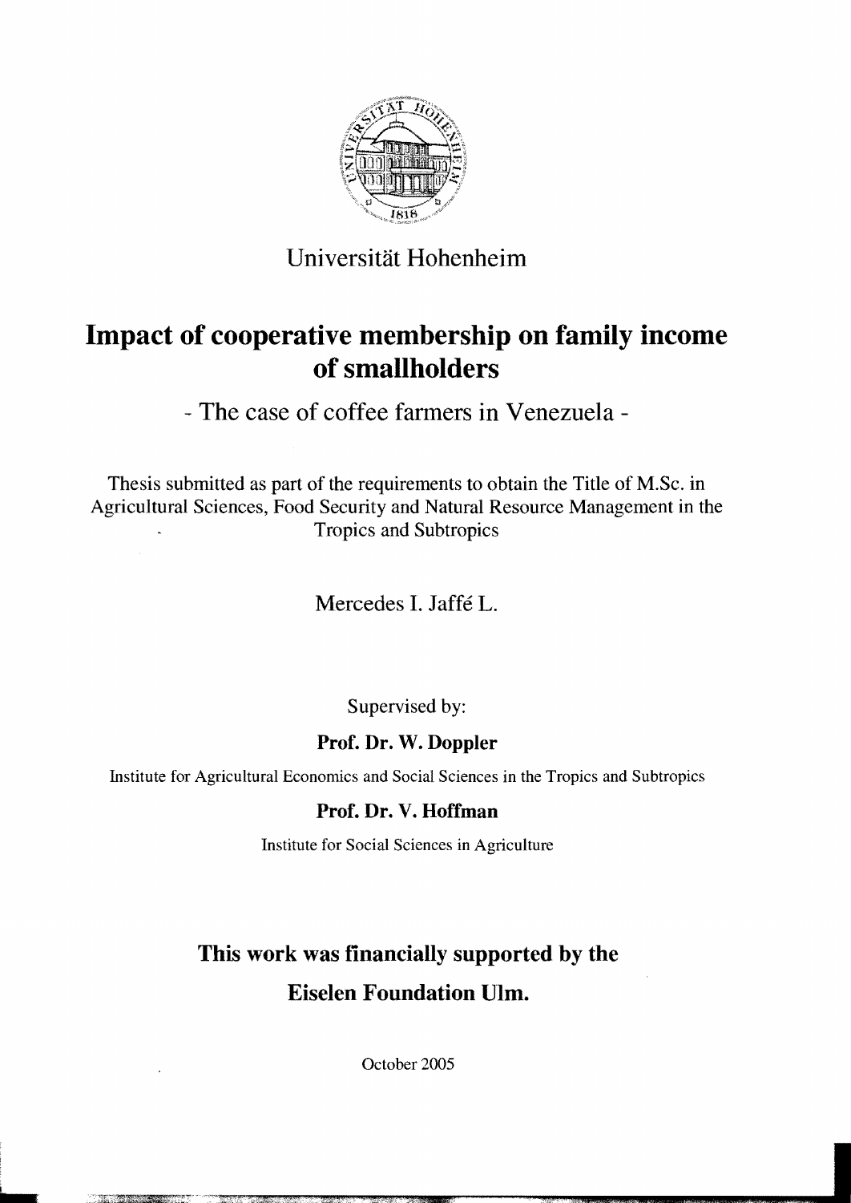Universität Hohenheim

# Impact of cooperative membership on family income of smallholders

## - The case of coffee farmers in Venezuela -

Thesis submitted as part of the requirements to obtain the Title of M.Sc. in Agricultural Sciences, Food Security and Natural Resource Management in the Tropics and Subtropics

Mercedes I. Jaffé L.

Supervised by:

**Prof. Dr. W. Doppler**

Institute for Agricultural Economics and Social Sciences in the Tropics and Subtropics

**Prof. Dr. V. Hoffman**

Institute for Social Sciences in Agriculture

**This work was financially supported by the Eiselen Foundation Ulm.**

October 2005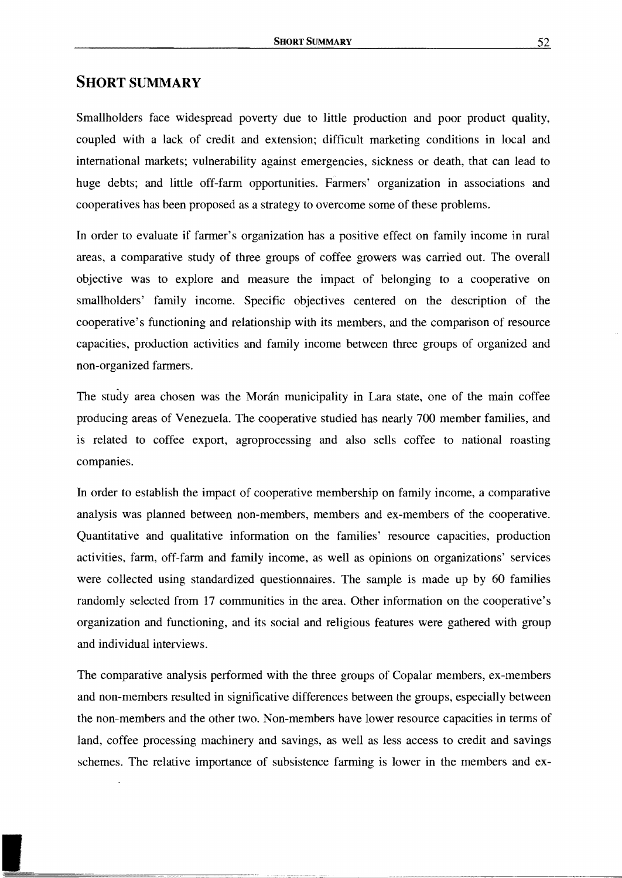## SHORT SUMMARY

Smallholders face widespread poverty due to little production and poor product quality, coupled with a lack of credit and extension; difficult marketing conditions in local and international markets; vulnerability against emergencies, sickness or death, that can lead to huge debts; and little off-farm opportunities. Farmers' organization in associations and cooperatives has been proposed as a strategy to overcome some of these problems.

In order to evaluate if farmer's organization has a positive effect on family income in rural areas, a comparative study of three groups of coffee growers was carried out. The overall objective was to explore and measure the impact of belonging to a cooperative on smallholders' family income. Specific objectives centered on the description of the cooperative's functioning and relationship with its members, and the comparison of resource capacities, production activities and family income between three groups of organized and non-organized farmers.

The study area chosen was the Morán municipality in Lara state, one of the main coffee producing areas of Venezuela. The cooperative studied has nearly 700 member families, and is related to coffee export, agroprocessing and also sells coffee to national roasting companies.

In order to establish the impact of cooperative membership on family income, a comparative analysis was planned between non-members, members and ex-members of the cooperative. Quantitative and qualitative information on the families' resource capacities, production activities, farm, off-farm and family income, as well as opinions on organizations' services were collected using standardized questionnaires. The sample is made up by 60 families randomly selected from 17 communities in the area. Other information on the cooperative's organization and functioning, and its social and religious features were gathered with group and individual interviews.

The comparative analysis performed with the three groups of Copalar members, ex-members and non-members resulted in significative differences between the groups, especially between the non-members and the other two. Non-members have lower resource capacities in terms of land, coffee processing machinery and savings, as well as less access to credit and savings schemes. The relative importance of subsistence farming is lower in the members and ex-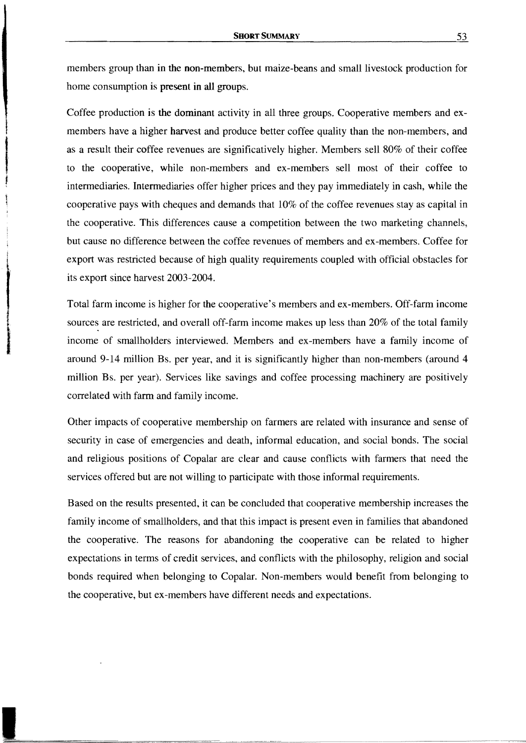members group than in the non-members, but maize-beans and small livestock production for home consumption is present in all groups.

Coffee production is the dominant activity in all three groups. Cooperative members and ex-members have a higher harvest and produce better coffee quality than the non-members, and as a result their coffee revenues are significatively higher. Members sell 80% of their coffee to the cooperative, while non-members and ex-members sell most of their coffee to intermediaries. Intermediaries offer higher prices and they pay immediately in cash, while the cooperative pays with cheques and demands that 10% of the coffee revenues stay as capital in the cooperative. This differences cause a competition between the two marketing channels, but cause no difference between the coffee revenues of members and ex-members. Coffee for export was restricted because of high quality requirements coupled with official obstacles for its export since harvest 2003-2004.

Total farm income is higher for the cooperative's members and ex-members. Off-farm income sources are restricted, and overall off-farm income makes up less than 20% of the total family income of smallholders interviewed. Members and ex-members have a family income of around 9-14 million Bs. per year, and it is significantly higher than non-members (around 4 million Bs. per year). Services like savings and coffee processing machinery are positively correlated with farm and family income.

Other impacts of cooperative membership on farmers are related with insurance and sense of security in case of emergencies and death, informal education, and social bonds. The social and religious positions of Copalar are clear and cause conflicts with farmers that need the services offered but are not willing to participate with those informal requirements.

Based on the results presented, it can be concluded that cooperative membership increases the family income of smallholders, and that this impact is present even in families that abandoned the cooperative. The reasons for abandoning the cooperative can be related to higher expectations in terms of credit services, and conflicts with the philosophy, religion and social bonds required when belonging to Copalar. Non-members would benefit from belonging to the cooperative, but ex-members have different needs and expectations.